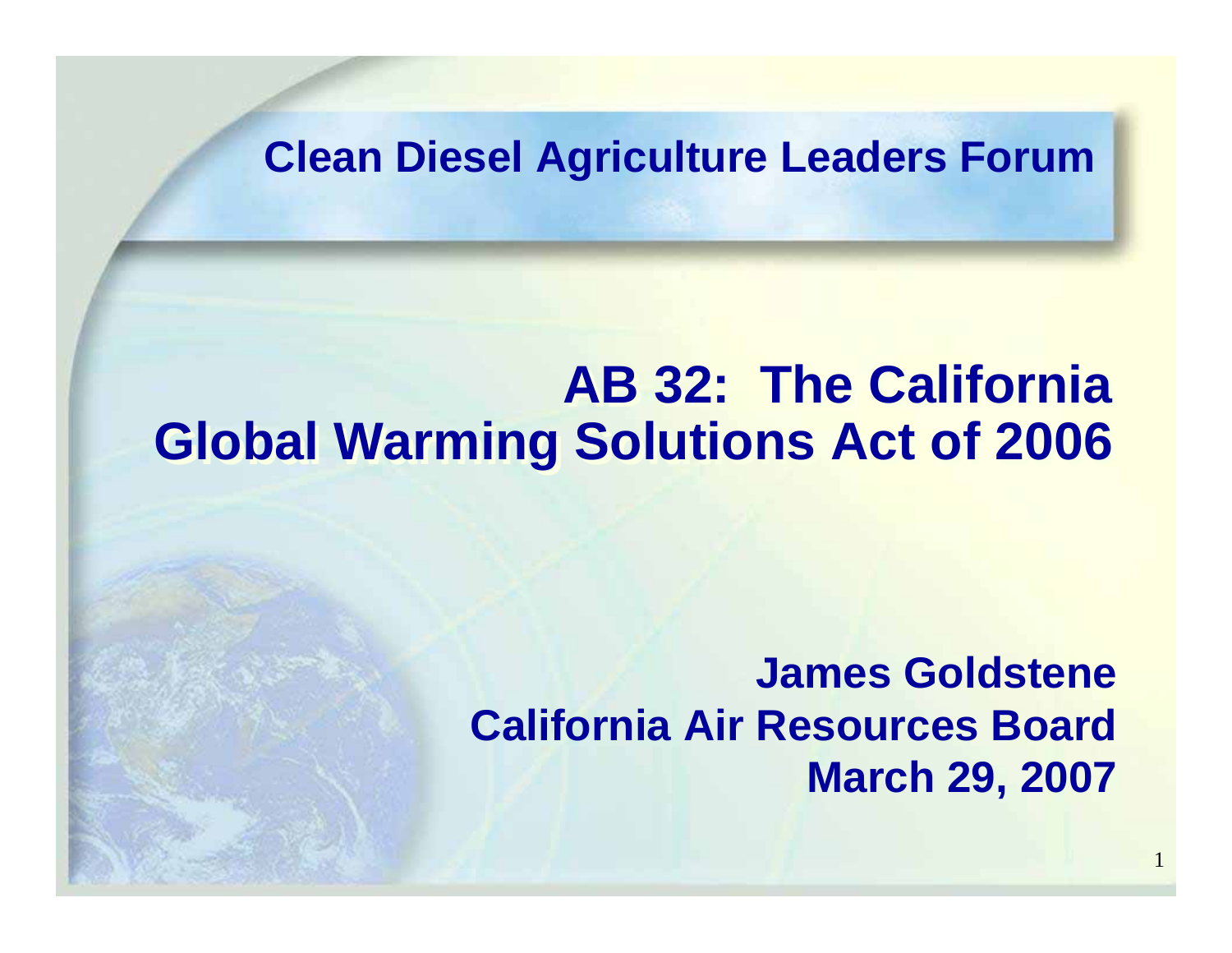Clean Diesel Agriculture Leaders Forum

# AB 32: The California Global Warming Solutions Act of 2006

**James Goldstene**
**California Air Resources Board**
**March 29, 2007**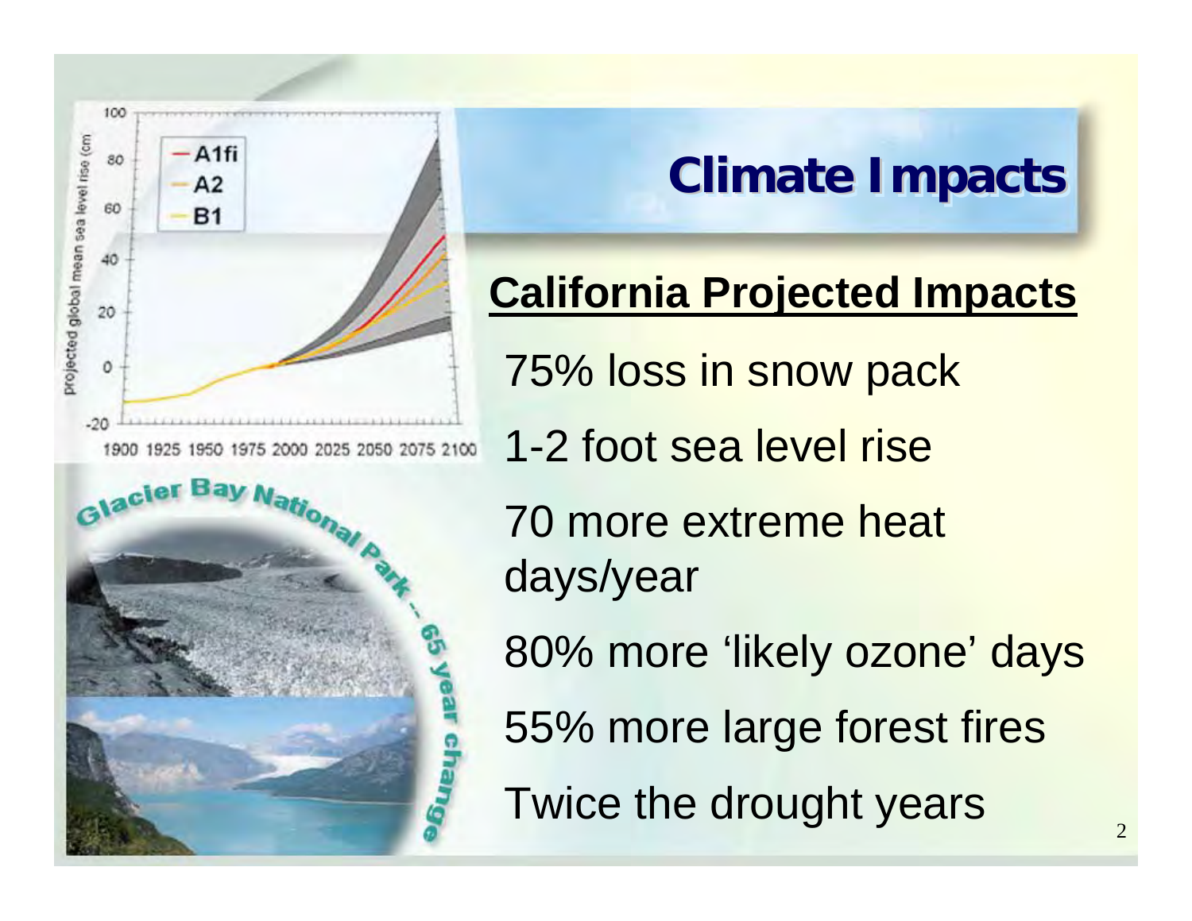# Climate Impacts

## California Projected Impacts

- 75% loss in snow pack
- 1-2 foot sea level rise
- 70 more extreme heat days/year
- 80% more 'likely ozone' days
- 55% more large forest fires
- Twice the drought years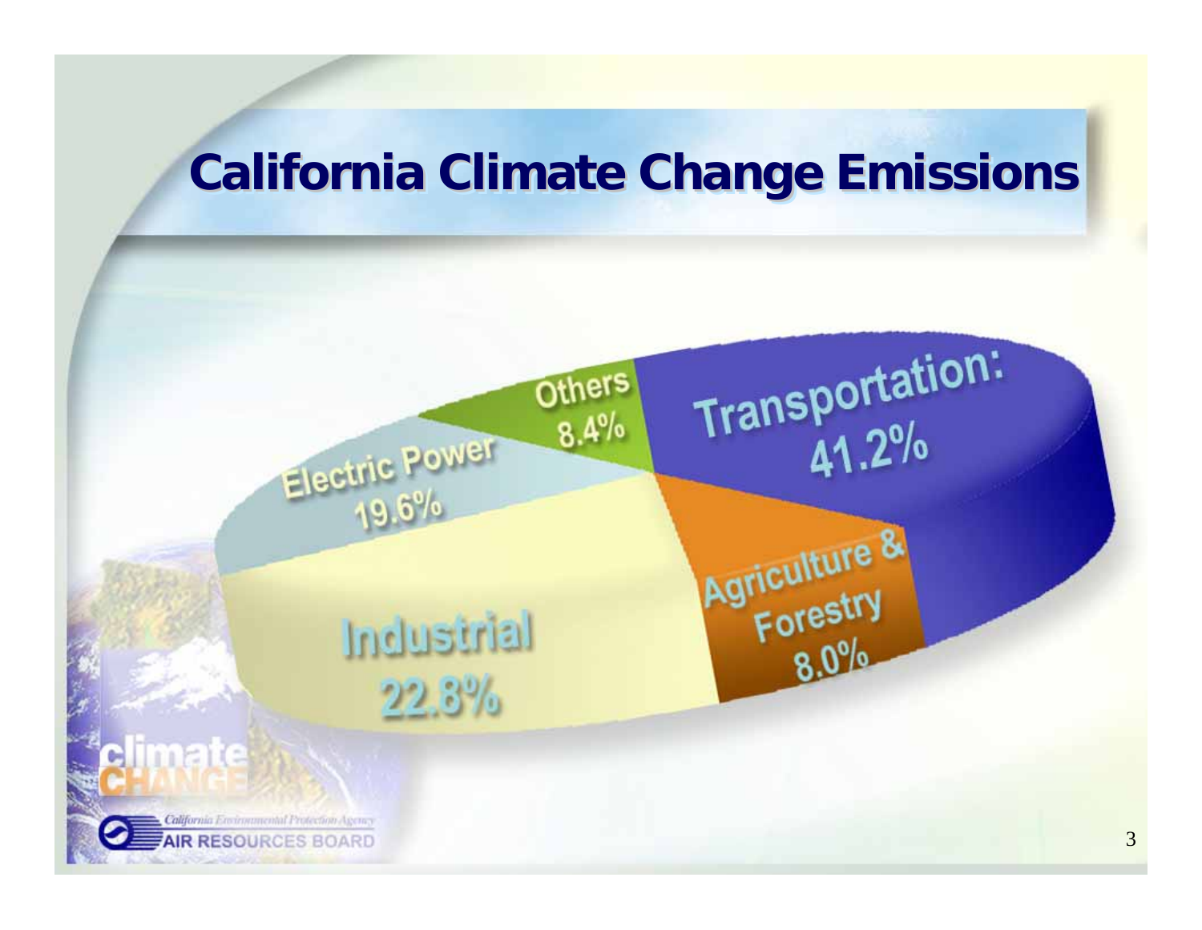# California Climate Change Emissions

- Transportation: 41.2%
- Industrial 22.8%
- Electric Power 19.6%
- Others 8.4%
- Agriculture & Forestry 8.0%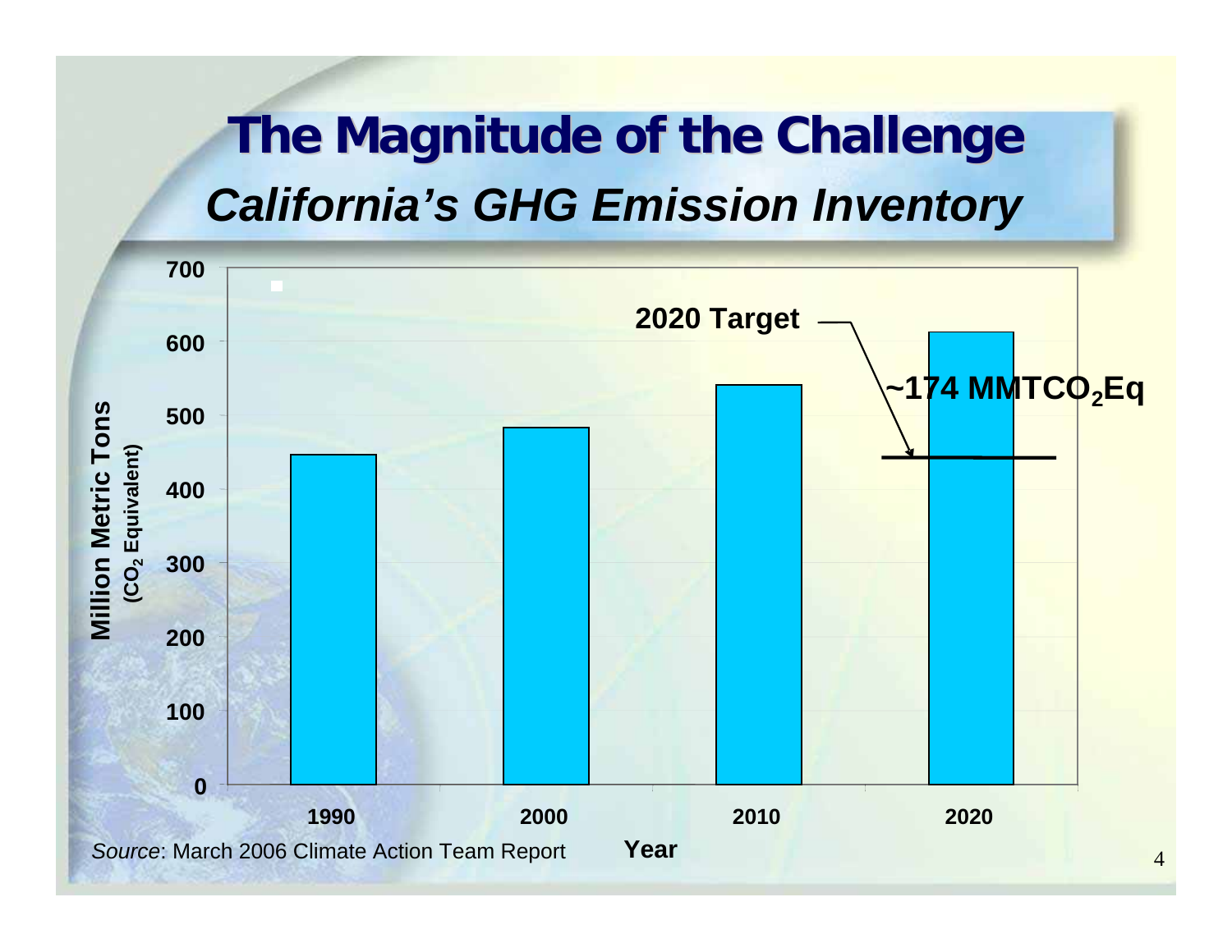# The Magnitude of the Challenge

## *California's GHG Emission Inventory*

Million Metric Tons ($CO_2$ Equivalent)

700
600
500
400
300
200
100
0

2020 Target

~174 $MMTCO_2Eq$

1990 2000 2010 2020

Year

*Source*: March 2006 Climate Action Team Report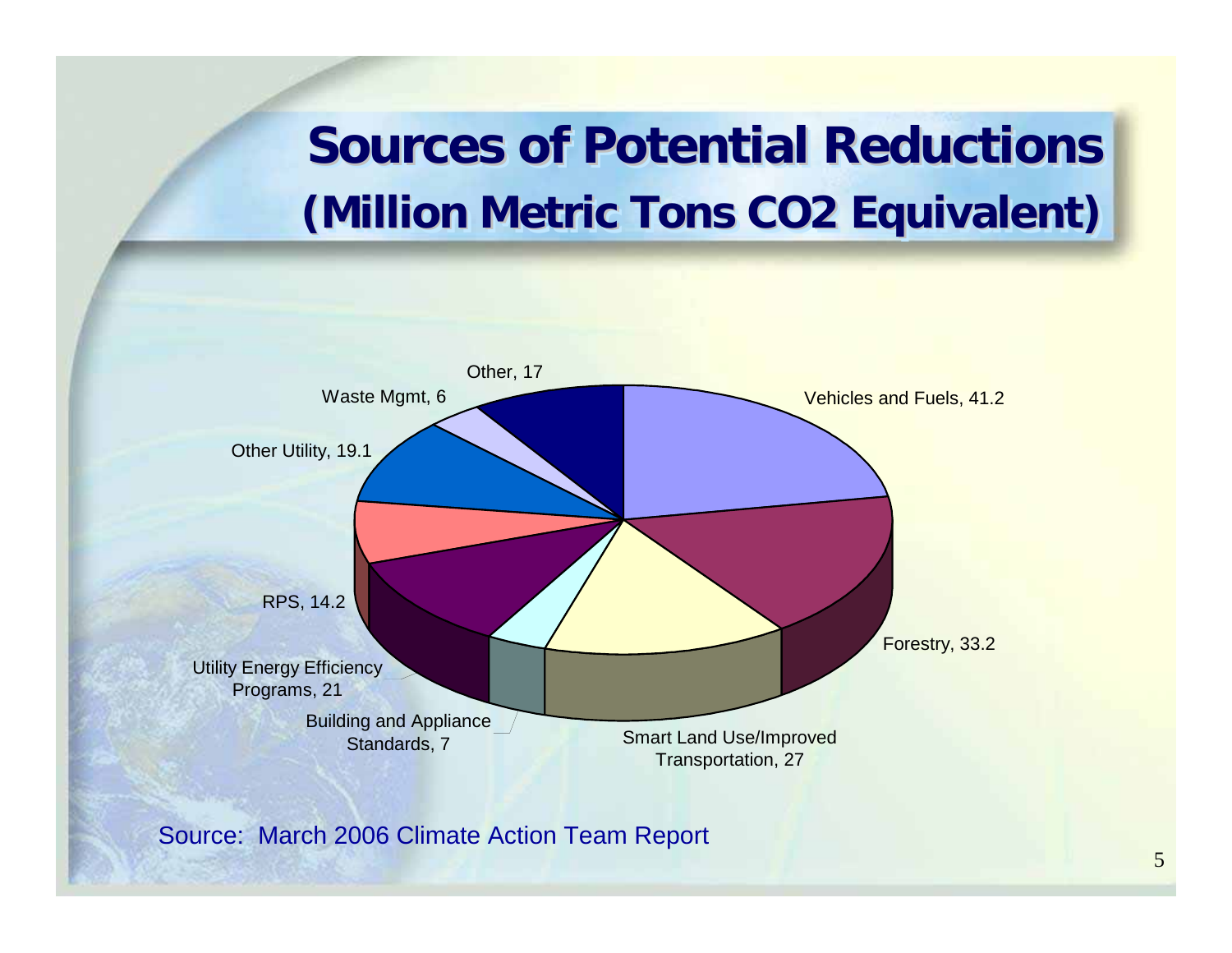# Sources of Potential Reductions (Million Metric Tons $CO_2$ Equivalent)

| Source | Million Metric Tons $CO_2$ Equivalent |
| --- | --- |
| Vehicles and Fuels | 41.2 |
| Forestry | 33.2 |
| Smart Land Use/Improved Transportation | 27 |
| Building and Appliance Standards | 7 |
| Utility Energy Efficiency Programs | 21 |
| RPS | 14.2 |
| Other Utility | 19.1 |
| Waste Mgmt | 6 |
| Other | 17 |

Source: March 2006 Climate Action Team Report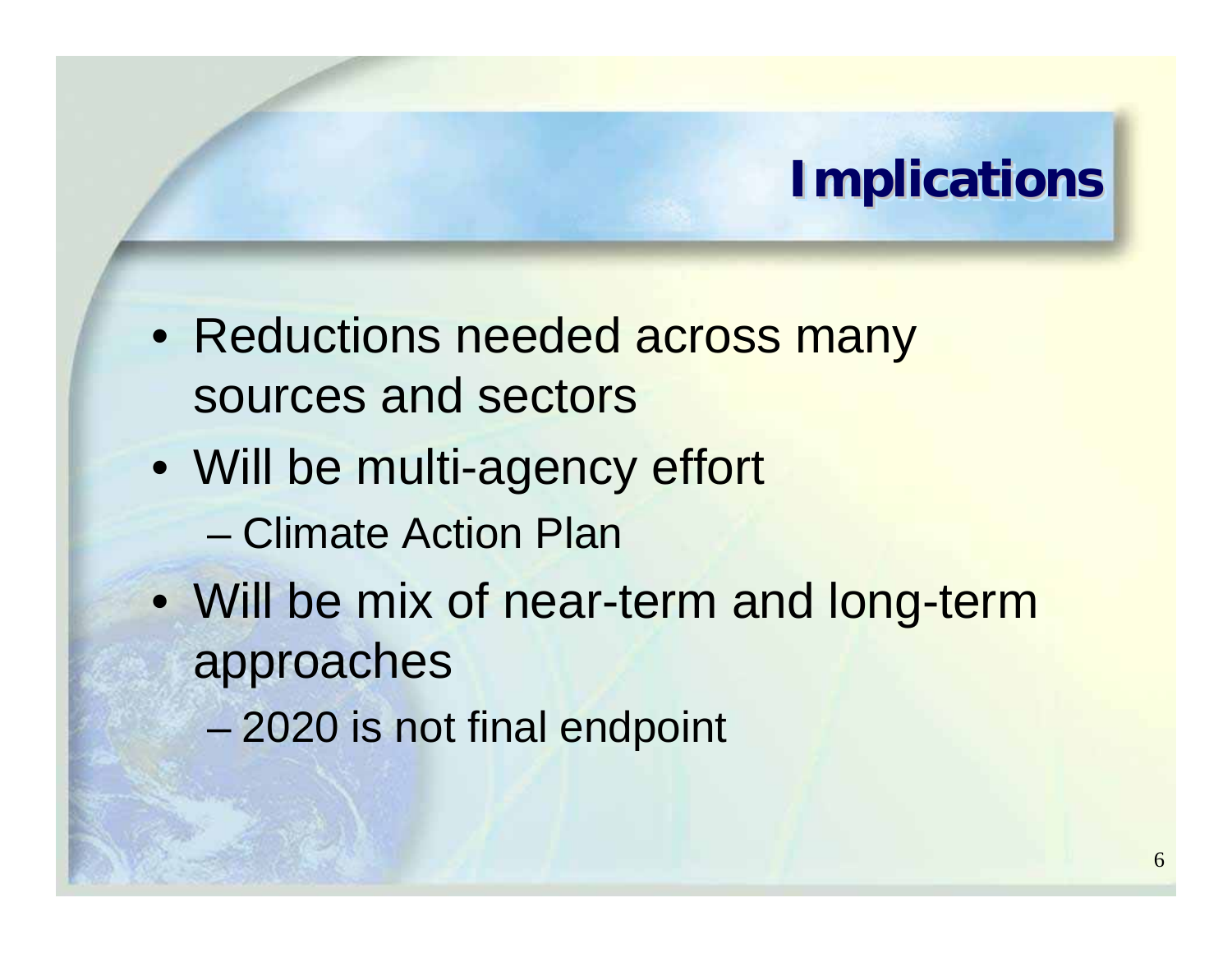# Implications

- Reductions needed across many sources and sectors
- Will be multi-agency effort
  - Climate Action Plan
- Will be mix of near-term and long-term approaches
  - 2020 is not final endpoint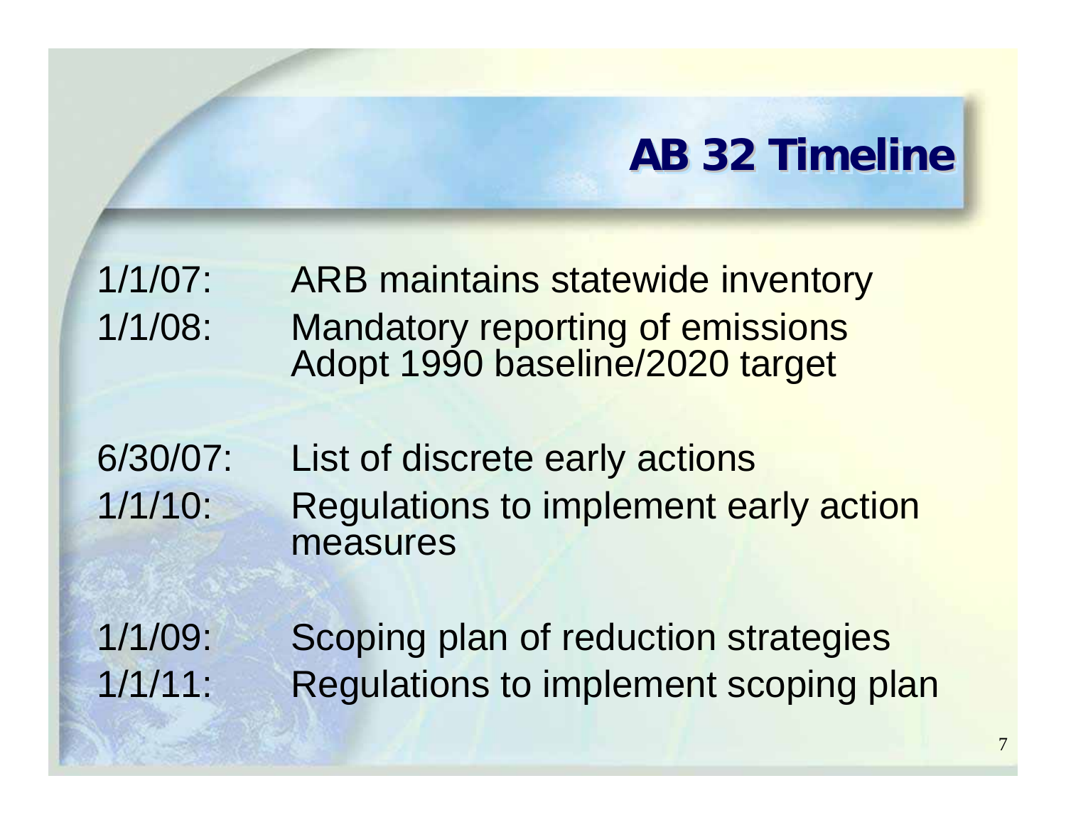# AB 32 Timeline

1/1/07: ARB maintains statewide inventory
1/1/08: Mandatory reporting of emissions
Adopt 1990 baseline/2020 target

6/30/07: List of discrete early actions
1/1/10: Regulations to implement early action measures

1/1/09: Scoping plan of reduction strategies
1/1/11: Regulations to implement scoping plan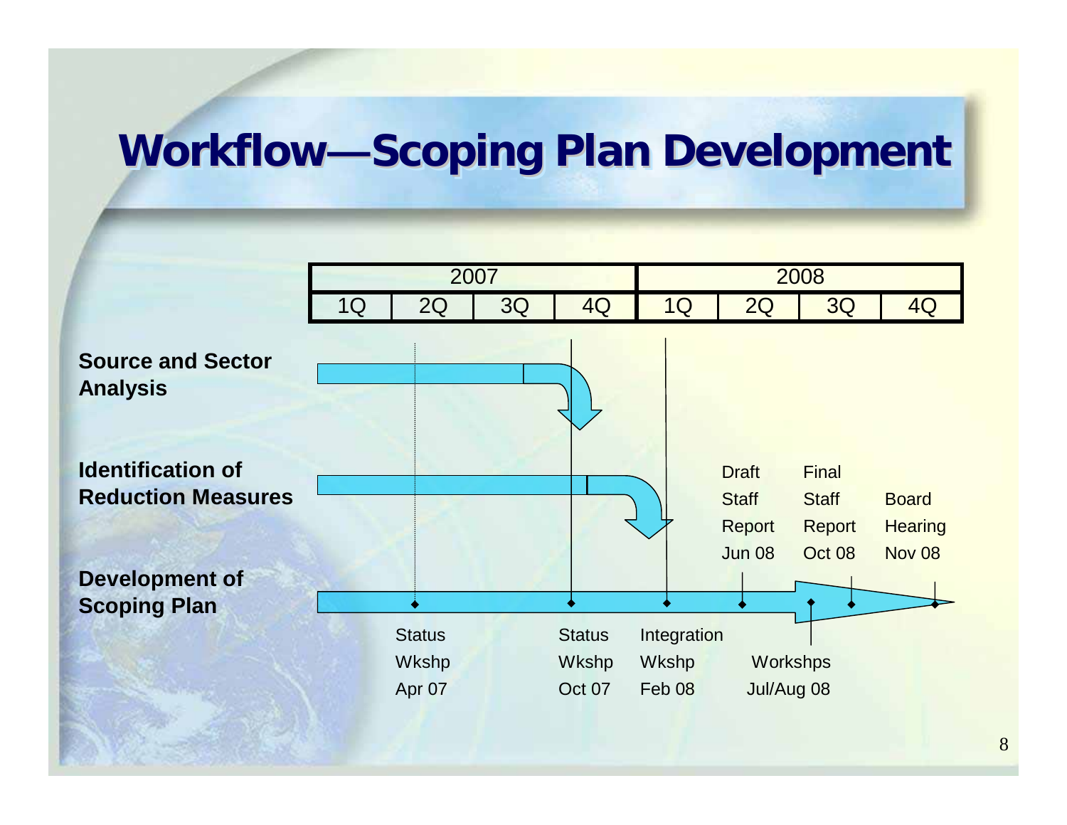# Workflow—Scoping Plan Development

| 2007 | | | | 2008 | | | |
|---|---|---|---|---|---|---|---|
| 1Q | 2Q | 3Q | 4Q | 1Q | 2Q | 3Q | 4Q |

**Source and Sector Analysis**

**Identification of Reduction Measures**

**Development of Scoping Plan**

- Status Wkshp Apr 07
- Status Wkshp Oct 07
- Integration Wkshp Feb 08
- Draft Staff Report Jun 08
- Workshps Jul/Aug 08
- Final Staff Report Oct 08
- Board Hearing Nov 08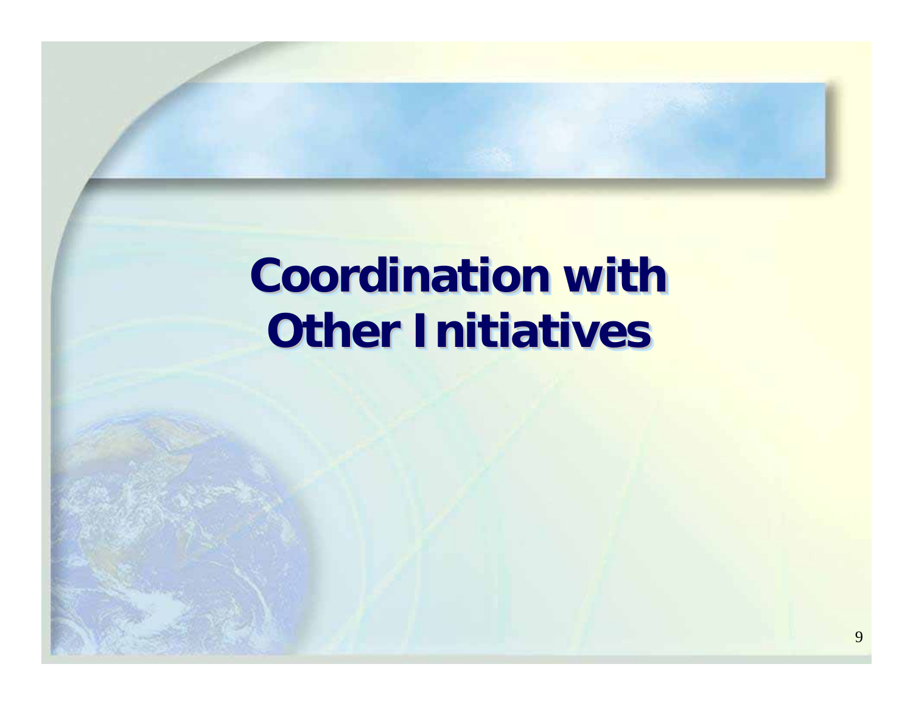# Coordination with Other Initiatives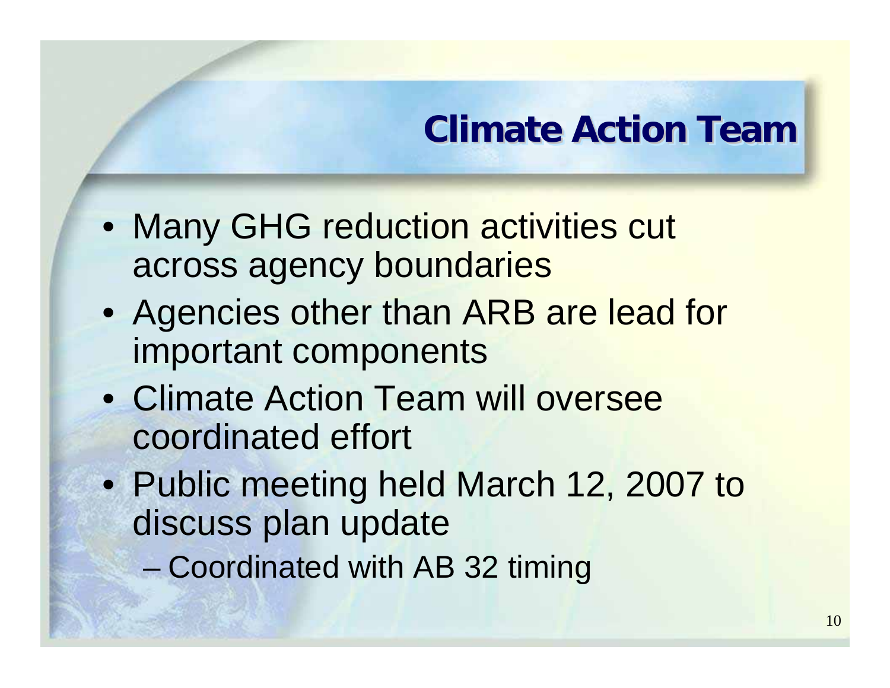# Climate Action Team

- Many GHG reduction activities cut across agency boundaries
- Agencies other than ARB are lead for important components
- Climate Action Team will oversee coordinated effort
- Public meeting held March 12, 2007 to discuss plan update
  - Coordinated with AB 32 timing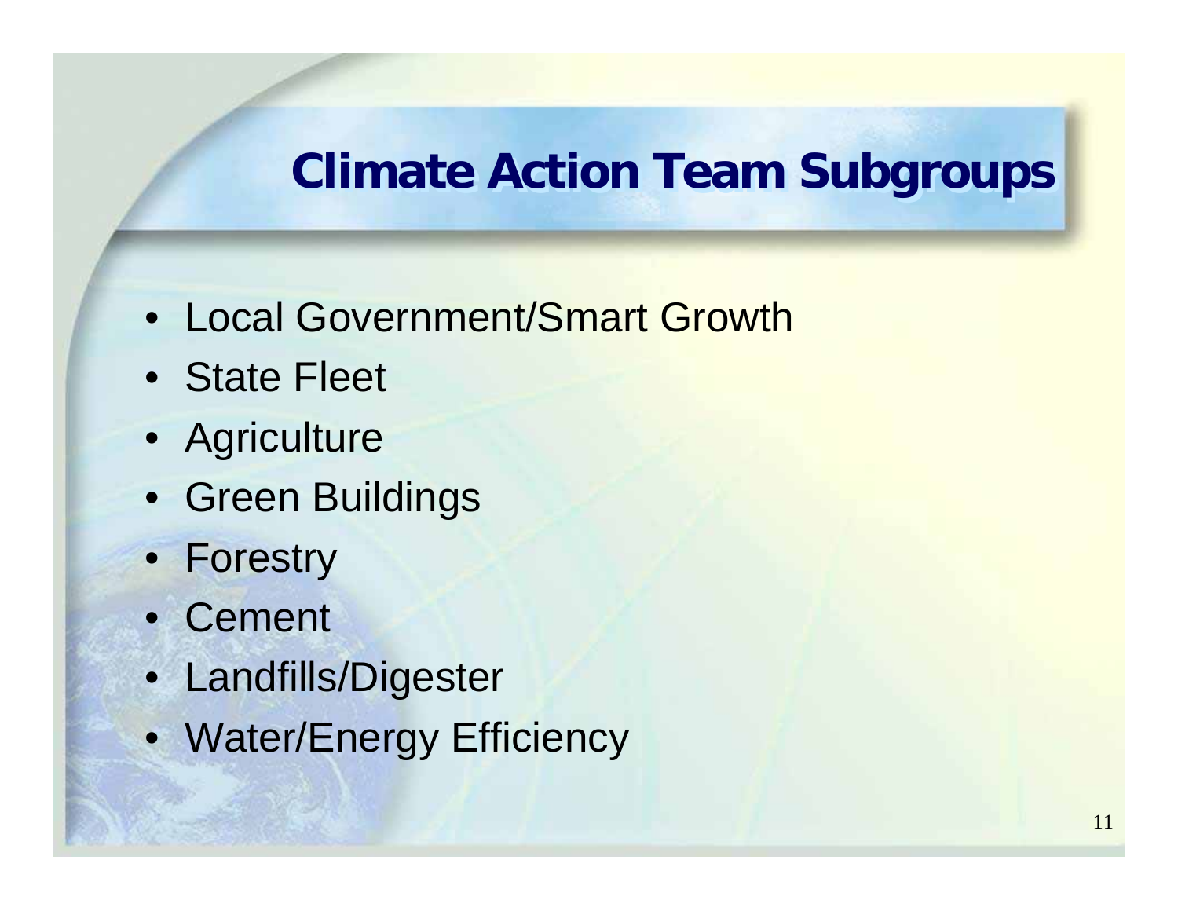# Climate Action Team Subgroups

- Local Government/Smart Growth
- State Fleet
- Agriculture
- Green Buildings
- Forestry
- Cement
- Landfills/Digester
- Water/Energy Efficiency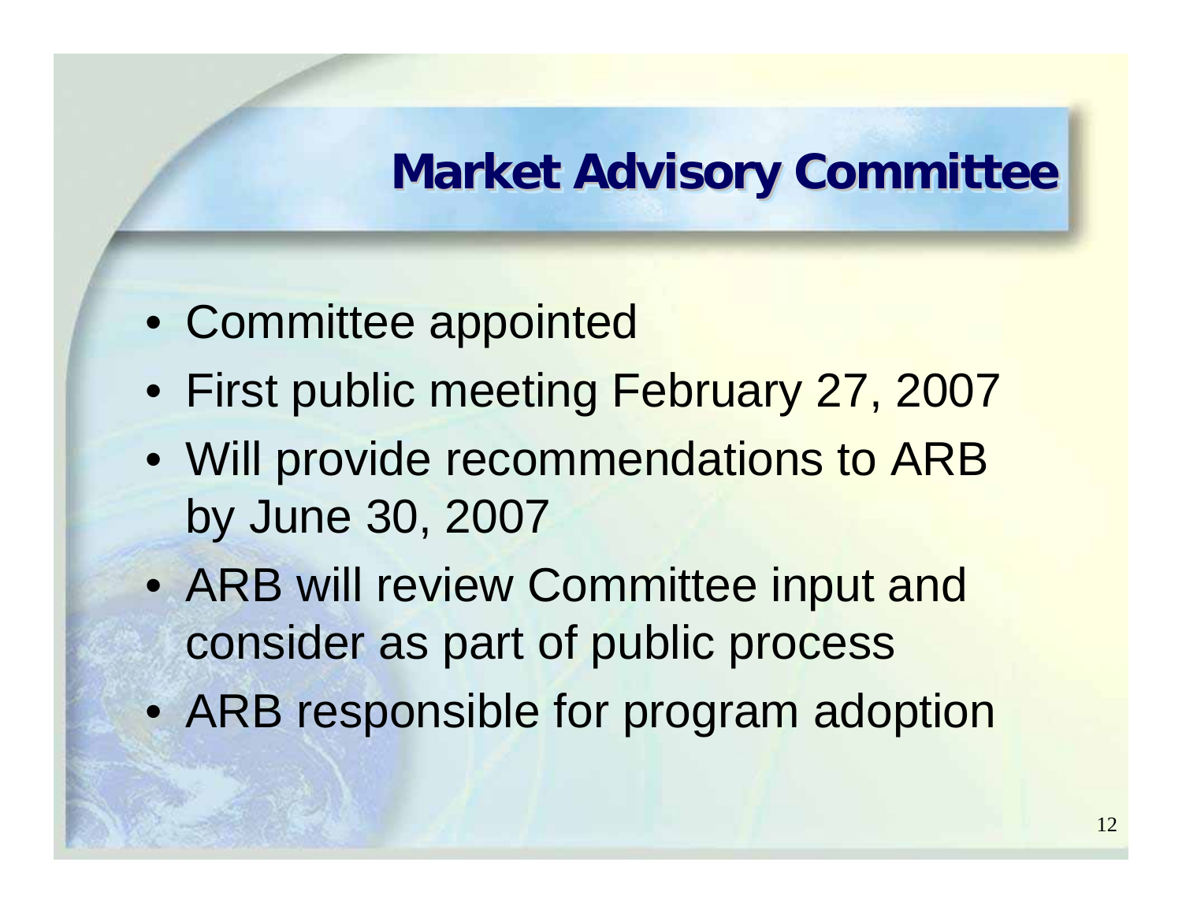# Market Advisory Committee

- Committee appointed
- First public meeting February 27, 2007
- Will provide recommendations to ARB by June 30, 2007
- ARB will review Committee input and consider as part of public process
- ARB responsible for program adoption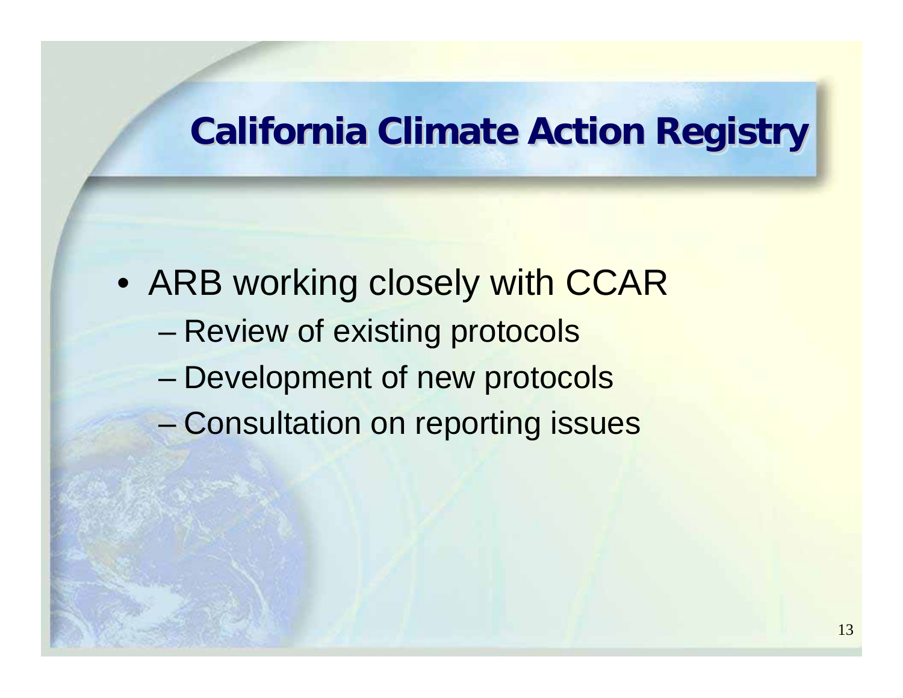# California Climate Action Registry

- ARB working closely with CCAR
  - Review of existing protocols
  - Development of new protocols
  - Consultation on reporting issues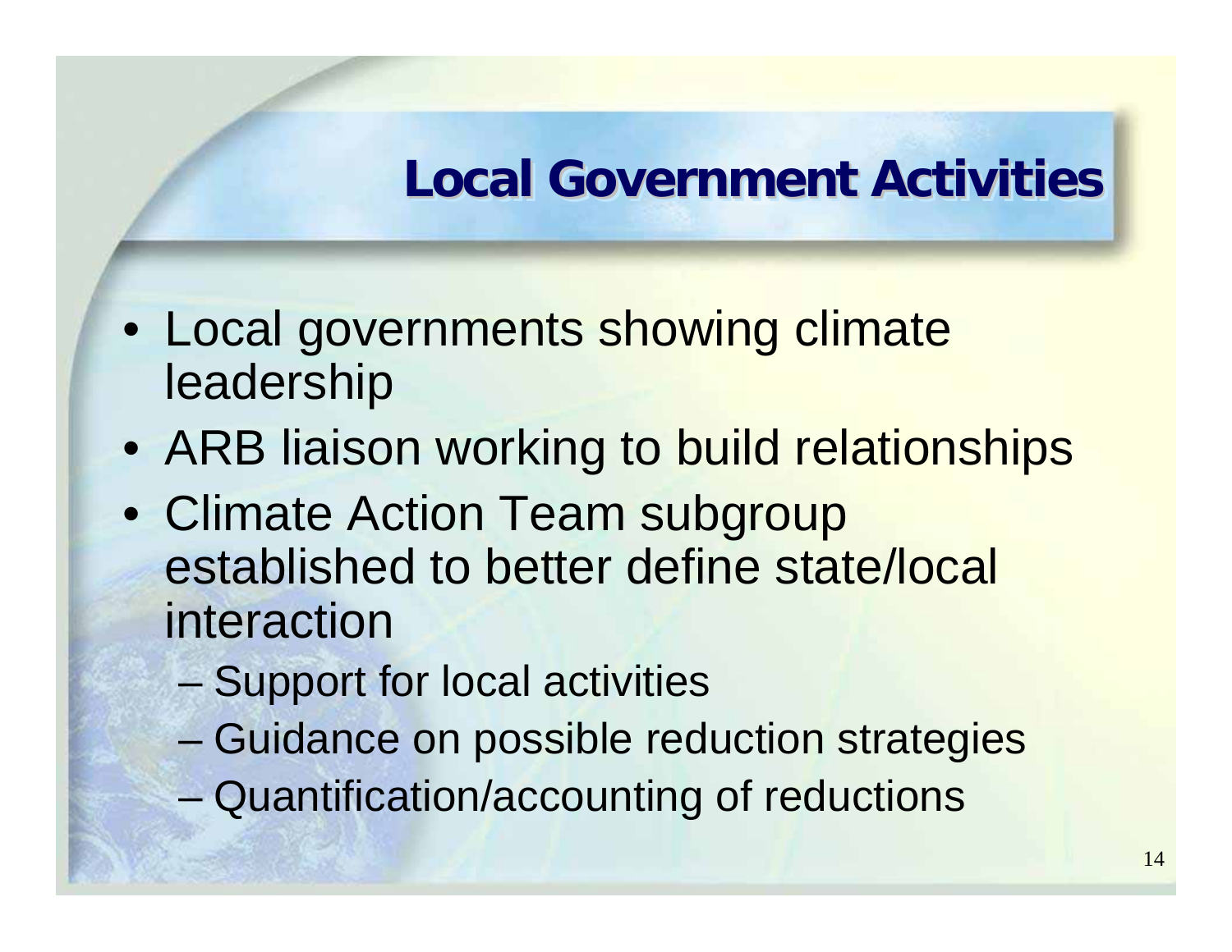# Local Government Activities

- Local governments showing climate leadership
- ARB liaison working to build relationships
- Climate Action Team subgroup established to better define state/local interaction
  - Support for local activities
  - Guidance on possible reduction strategies
  - Quantification/accounting of reductions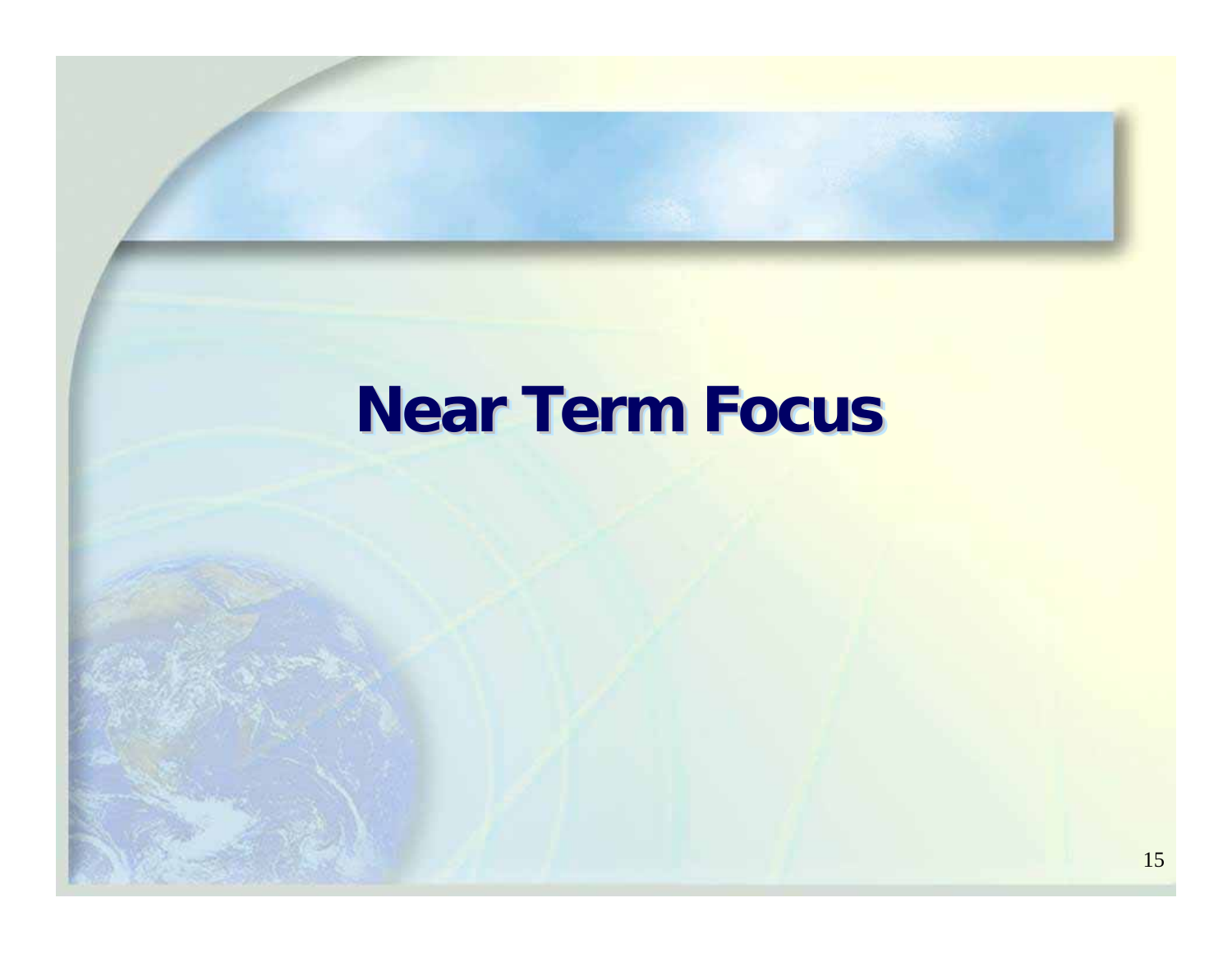# Near Term Focus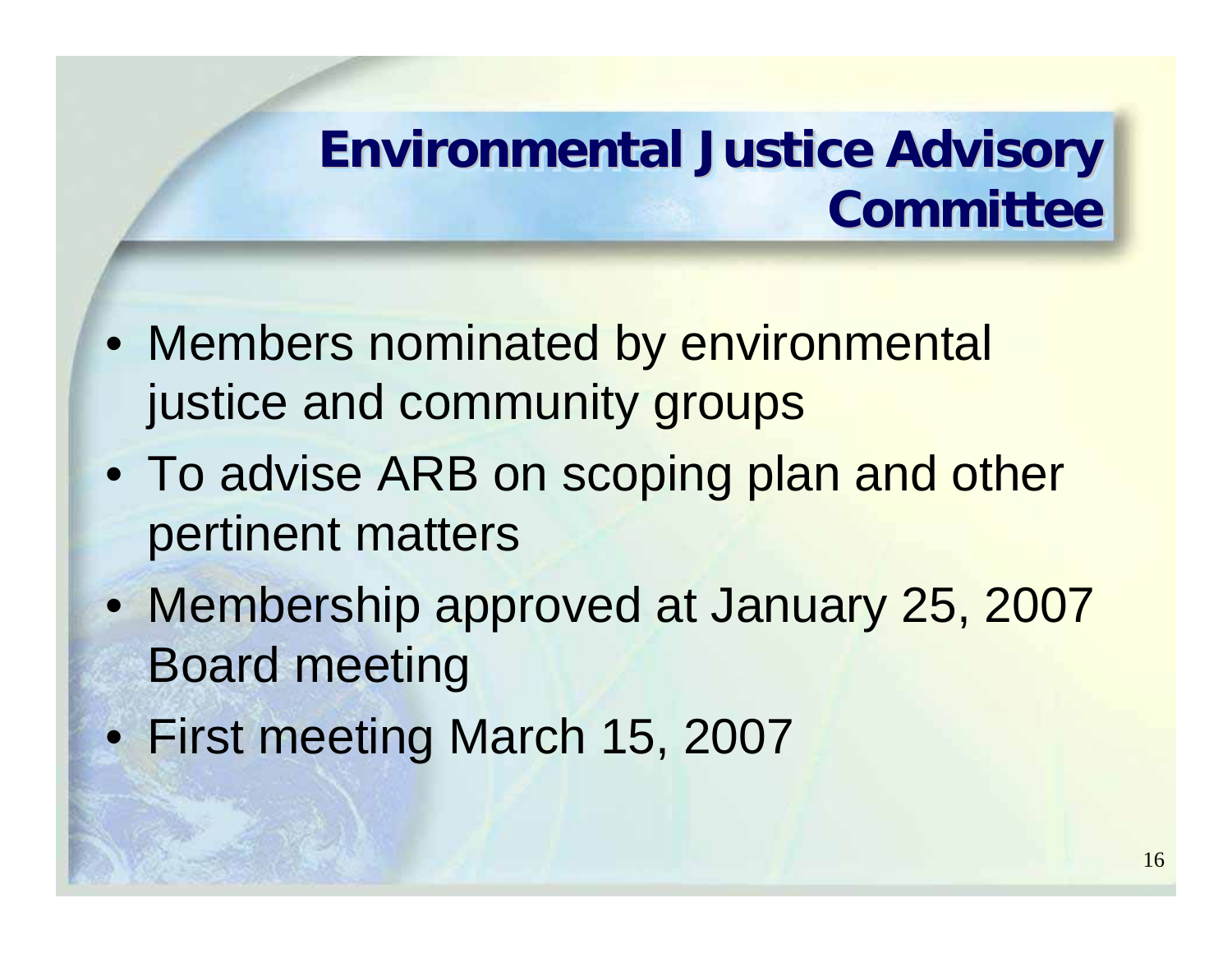# Environmental Justice Advisory Committee

- Members nominated by environmental justice and community groups
- To advise ARB on scoping plan and other pertinent matters
- Membership approved at January 25, 2007 Board meeting
- First meeting March 15, 2007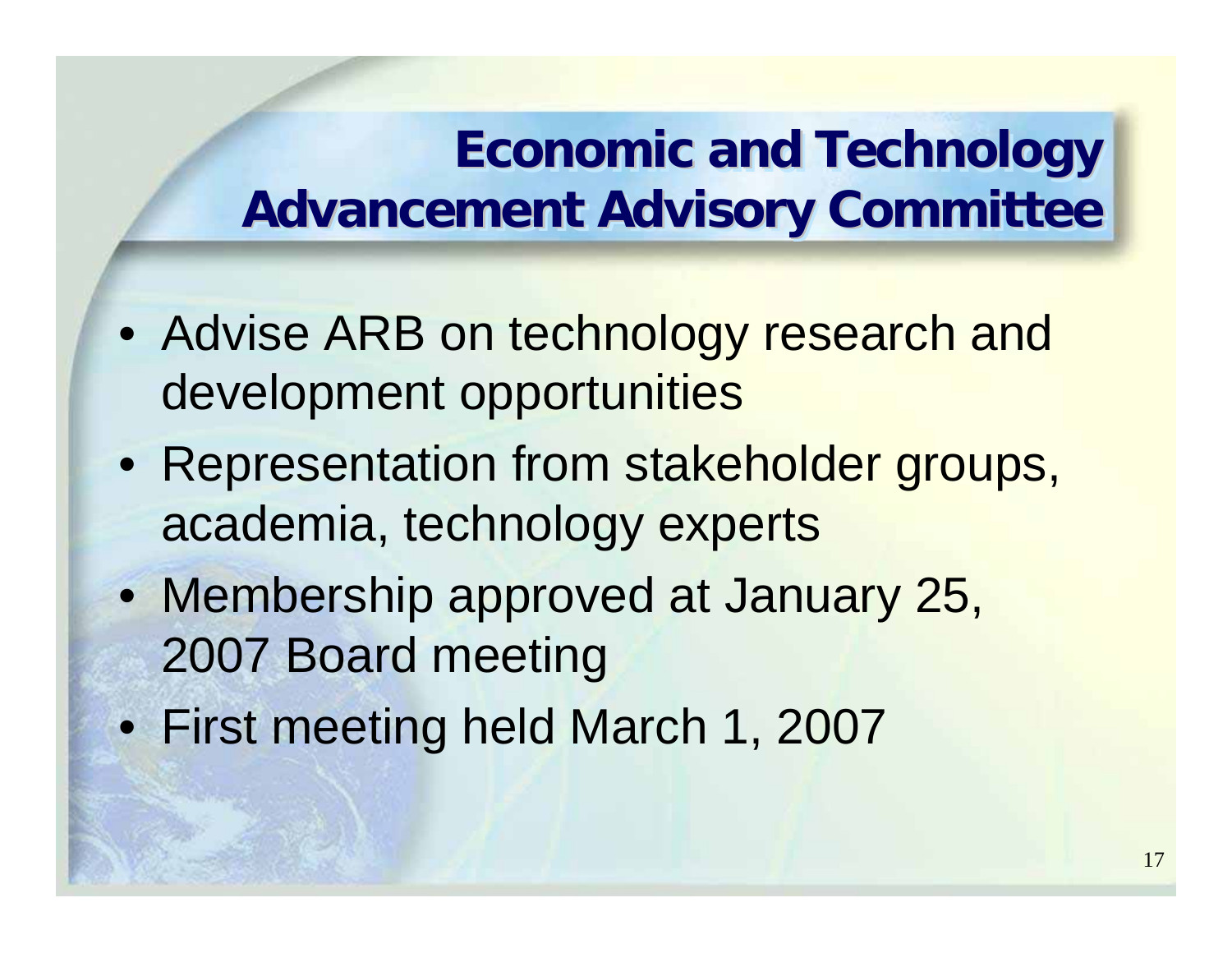# Economic and Technology Advancement Advisory Committee

- Advise ARB on technology research and development opportunities
- Representation from stakeholder groups, academia, technology experts
- Membership approved at January 25, 2007 Board meeting
- First meeting held March 1, 2007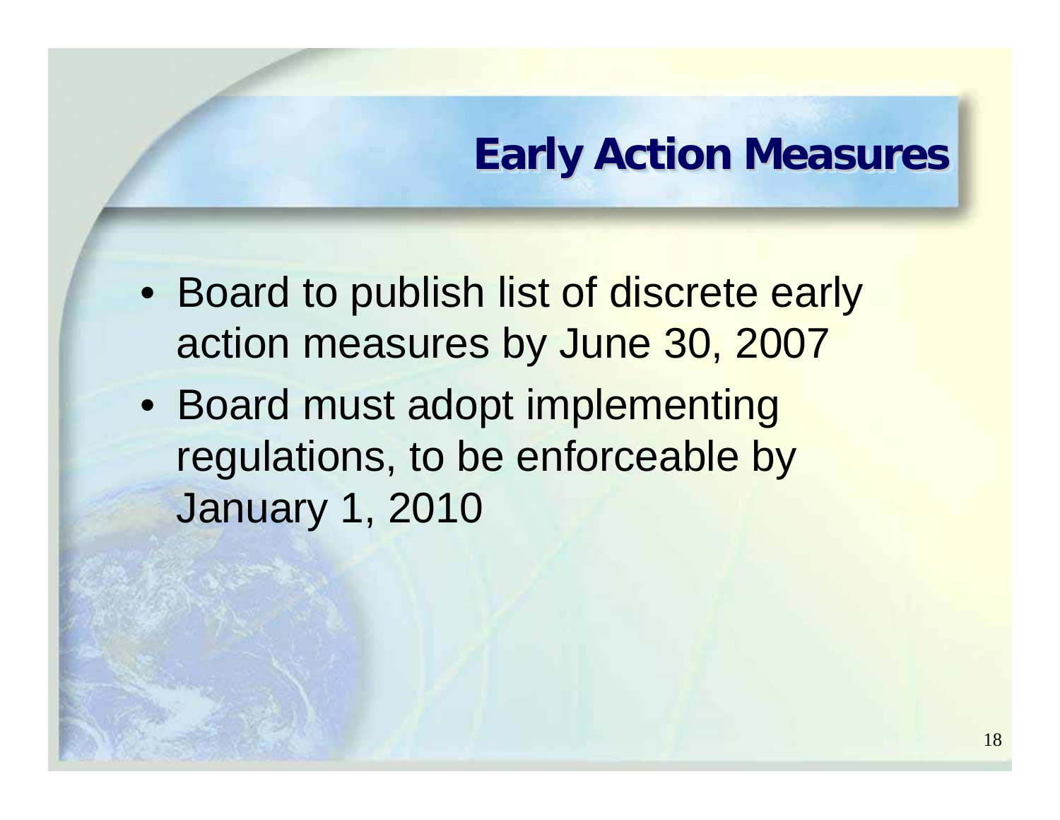# Early Action Measures

- Board to publish list of discrete early action measures by June 30, 2007
- Board must adopt implementing regulations, to be enforceable by January 1, 2010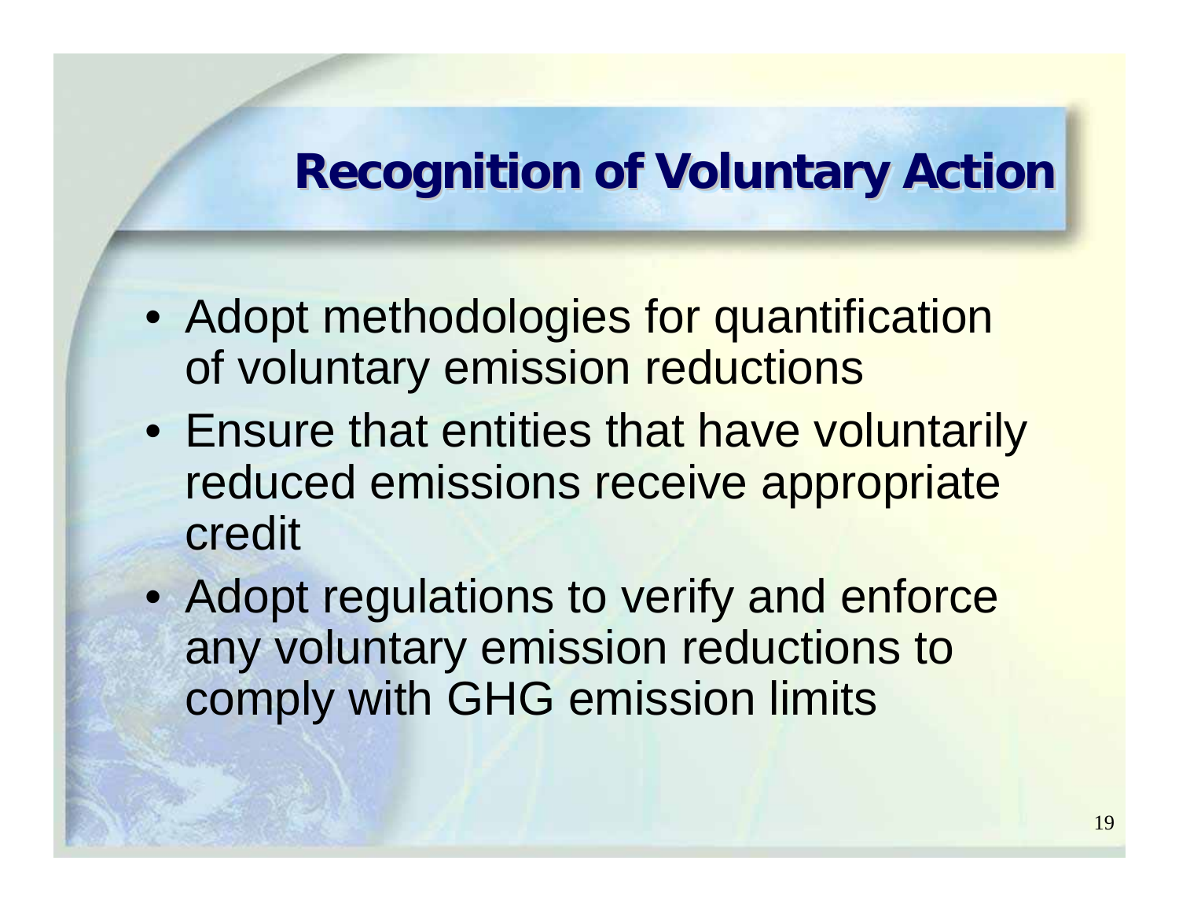# Recognition of Voluntary Action

- Adopt methodologies for quantification of voluntary emission reductions
- Ensure that entities that have voluntarily reduced emissions receive appropriate credit
- Adopt regulations to verify and enforce any voluntary emission reductions to comply with GHG emission limits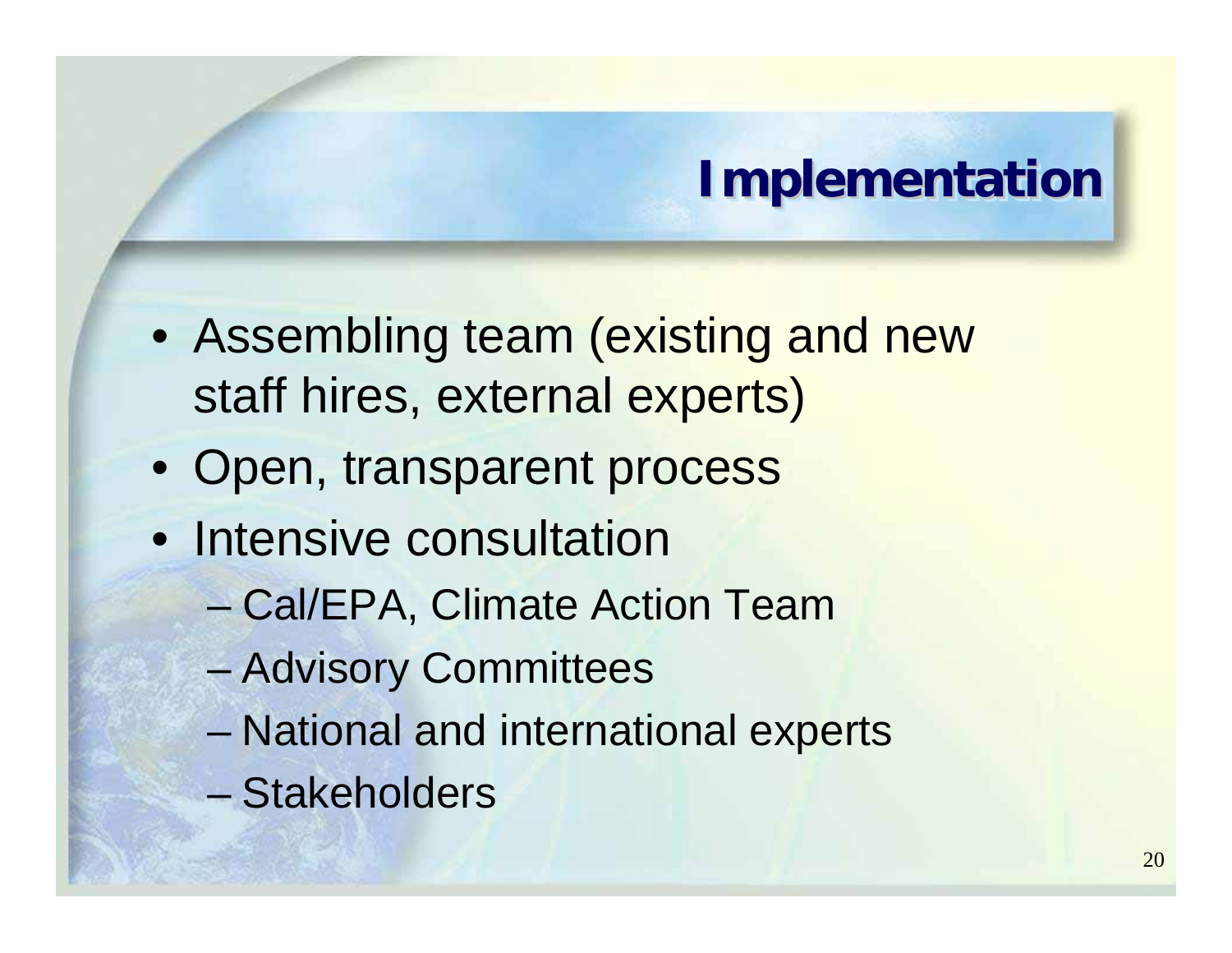# Implementation

- Assembling team (existing and new staff hires, external experts)
- Open, transparent process
- Intensive consultation
  - Cal/EPA, Climate Action Team
  - Advisory Committees
  - National and international experts
  - Stakeholders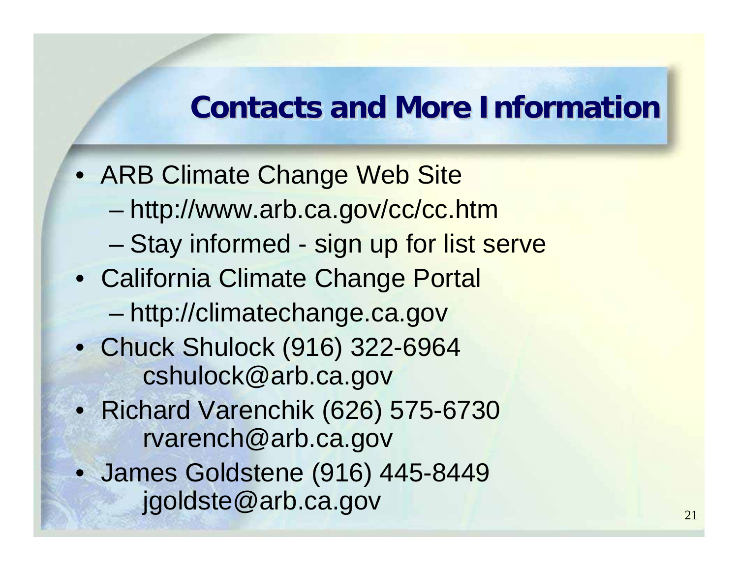# Contacts and More Information

- ARB Climate Change Web Site
  - http://www.arb.ca.gov/cc/cc.htm
  - Stay informed - sign up for list serve
- California Climate Change Portal
  - http://climatechange.ca.gov
- Chuck Shulock (916) 322-6964
  cshulock@arb.ca.gov
- Richard Varenchik (626) 575-6730
  rvarench@arb.ca.gov
- James Goldstene (916) 445-8449
  jgoldste@arb.ca.gov